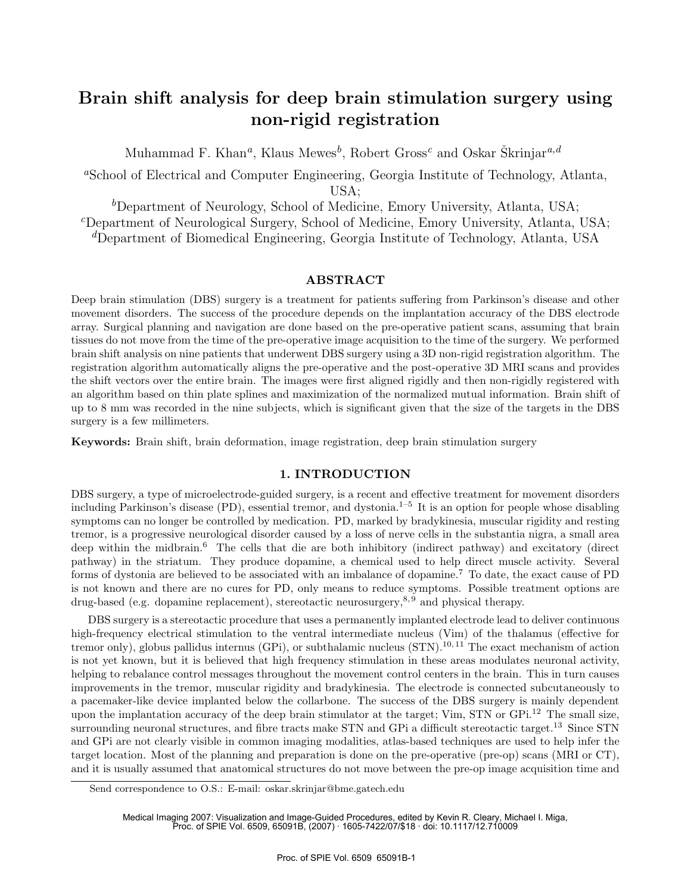# Brain shift analysis for deep brain stimulation surgery using non-rigid registration

Muhammad F. Khan[a], Klaus Mewes[b], Robert Gross[c] and Oskar Škrinjar[a,d]

[a]School of Electrical and Computer Engineering, Georgia Institute of Technology, Atlanta, USA;

[b]Department of Neurology, School of Medicine, Emory University, Atlanta, USA;

[c]Department of Neurological Surgery, School of Medicine, Emory University, Atlanta, USA;

[d]Department of Biomedical Engineering, Georgia Institute of Technology, Atlanta, USA

## ABSTRACT

Deep brain stimulation (DBS) surgery is a treatment for patients suffering from Parkinson's disease and other movement disorders. The success of the procedure depends on the implantation accuracy of the DBS electrode array. Surgical planning and navigation are done based on the pre-operative patient scans, assuming that brain tissues do not move from the time of the pre-operative image acquisition to the time of the surgery. We performed brain shift analysis on nine patients that underwent DBS surgery using a 3D non-rigid registration algorithm. The registration algorithm automatically aligns the pre-operative and the post-operative 3D MRI scans and provides the shift vectors over the entire brain. The images were first aligned rigidly and then non-rigidly registered with an algorithm based on thin plate splines and maximization of the normalized mutual information. Brain shift of up to 8 mm was recorded in the nine subjects, which is significant given that the size of the targets in the DBS surgery is a few millimeters.

**Keywords:** Brain shift, brain deformation, image registration, deep brain stimulation surgery

## 1. INTRODUCTION

DBS surgery, a type of microelectrode-guided surgery, is a recent and effective treatment for movement disorders including Parkinson's disease (PD), essential tremor, and dystonia.[1–5] It is an option for people whose disabling symptoms can no longer be controlled by medication. PD, marked by bradykinesia, muscular rigidity and resting tremor, is a progressive neurological disorder caused by a loss of nerve cells in the substantia nigra, a small area deep within the midbrain.[6] The cells that die are both inhibitory (indirect pathway) and excitatory (direct pathway) in the striatum. They produce dopamine, a chemical used to help direct muscle activity. Several forms of dystonia are believed to be associated with an imbalance of dopamine.[7] To date, the exact cause of PD is not known and there are no cures for PD, only means to reduce symptoms. Possible treatment options are drug-based (e.g. dopamine replacement), stereotactic neurosurgery,[8,9] and physical therapy.

DBS surgery is a stereotactic procedure that uses a permanently implanted electrode lead to deliver continuous high-frequency electrical stimulation to the ventral intermediate nucleus (Vim) of the thalamus (effective for tremor only), globus pallidus internus (GPi), or subthalamic nucleus (STN).[10,11] The exact mechanism of action is not yet known, but it is believed that high frequency stimulation in these areas modulates neuronal activity, helping to rebalance control messages throughout the movement control centers in the brain. This in turn causes improvements in the tremor, muscular rigidity and bradykinesia. The electrode is connected subcutaneously to a pacemaker-like device implanted below the collarbone. The success of the DBS surgery is mainly dependent upon the implantation accuracy of the deep brain stimulator at the target; Vim, STN or GPi.[12] The small size, surrounding neuronal structures, and fibre tracts make STN and GPi a difficult stereotactic target.[13] Since STN and GPi are not clearly visible in common imaging modalities, atlas-based techniques are used to help infer the target location. Most of the planning and preparation is done on the pre-operative (pre-op) scans (MRI or CT), and it is usually assumed that anatomical structures do not move between the pre-op image acquisition time and

Send correspondence to O.S.: E-mail: oskar.skrinjar@bme.gatech.edu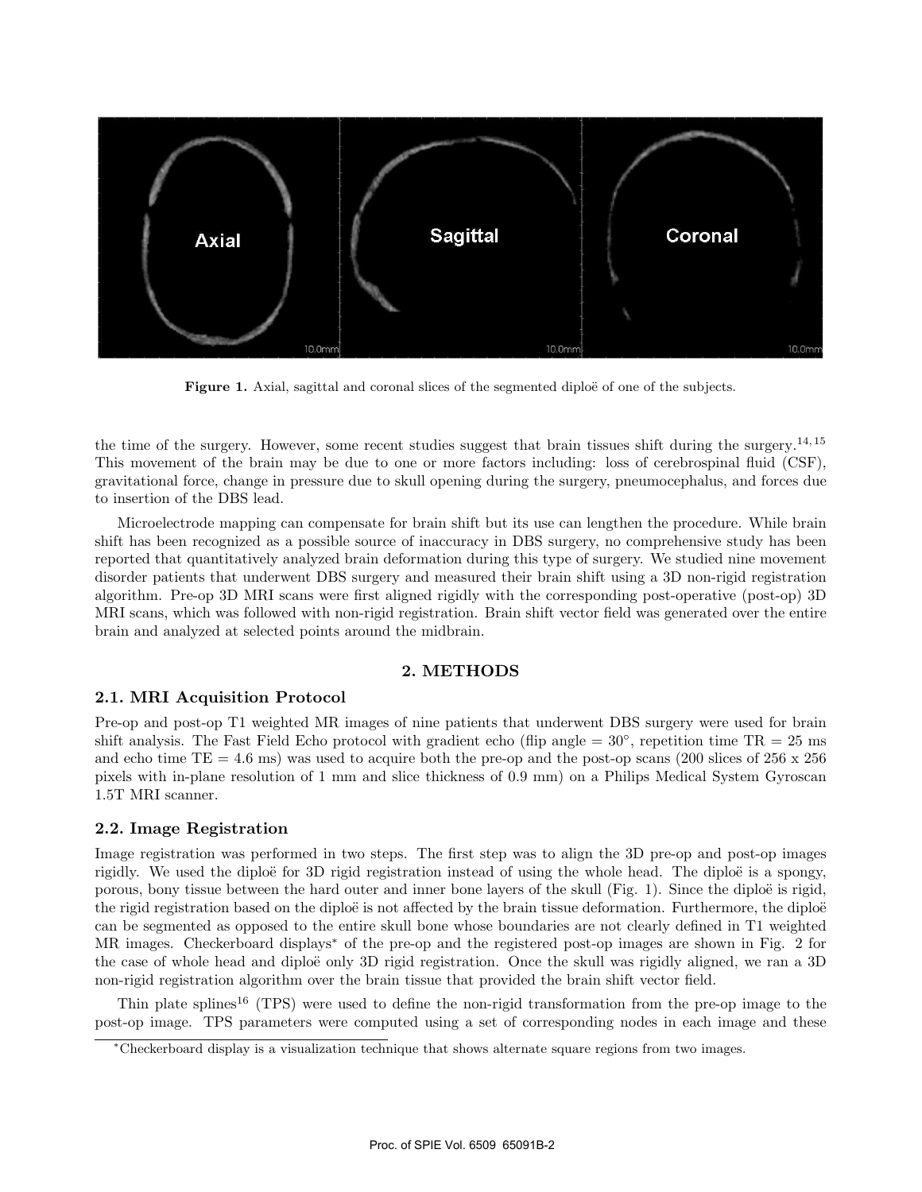Figure 1. Axial, sagittal and coronal slices of the segmented diploë of one of the subjects.

the time of the surgery. However, some recent studies suggest that brain tissues shift during the surgery.[14,15] This movement of the brain may be due to one or more factors including: loss of cerebrospinal fluid (CSF), gravitational force, change in pressure due to skull opening during the surgery, pneumocephalus, and forces due to insertion of the DBS lead.

Microelectrode mapping can compensate for brain shift but its use can lengthen the procedure. While brain shift has been recognized as a possible source of inaccuracy in DBS surgery, no comprehensive study has been reported that quantitatively analyzed brain deformation during this type of surgery. We studied nine movement disorder patients that underwent DBS surgery and measured their brain shift using a 3D non-rigid registration algorithm. Pre-op 3D MRI scans were first aligned rigidly with the corresponding post-operative (post-op) 3D MRI scans, which was followed with non-rigid registration. Brain shift vector field was generated over the entire brain and analyzed at selected points around the midbrain.

## 2. METHODS

### 2.1. MRI Acquisition Protocol

Pre-op and post-op T1 weighted MR images of nine patients that underwent DBS surgery were used for brain shift analysis. The Fast Field Echo protocol with gradient echo (flip angle = 30°, repetition time TR = 25 ms and echo time TE = 4.6 ms) was used to acquire both the pre-op and the post-op scans (200 slices of 256 x 256 pixels with in-plane resolution of 1 mm and slice thickness of 0.9 mm) on a Philips Medical System Gyroscan 1.5T MRI scanner.

### 2.2. Image Registration

Image registration was performed in two steps. The first step was to align the 3D pre-op and post-op images rigidly. We used the diploë for 3D rigid registration instead of using the whole head. The diploë is a spongy, porous, bony tissue between the hard outer and inner bone layers of the skull (Fig. 1). Since the diploë is rigid, the rigid registration based on the diploë is not affected by the brain tissue deformation. Furthermore, the diploë can be segmented as opposed to the entire skull bone whose boundaries are not clearly defined in T1 weighted MR images. Checkerboard displays* of the pre-op and the registered post-op images are shown in Fig. 2 for the case of whole head and diploë only 3D rigid registration. Once the skull was rigidly aligned, we ran a 3D non-rigid registration algorithm over the brain tissue that provided the brain shift vector field.

Thin plate splines[16] (TPS) were used to define the non-rigid transformation from the pre-op image to the post-op image. TPS parameters were computed using a set of corresponding nodes in each image and these

*Checkerboard display is a visualization technique that shows alternate square regions from two images.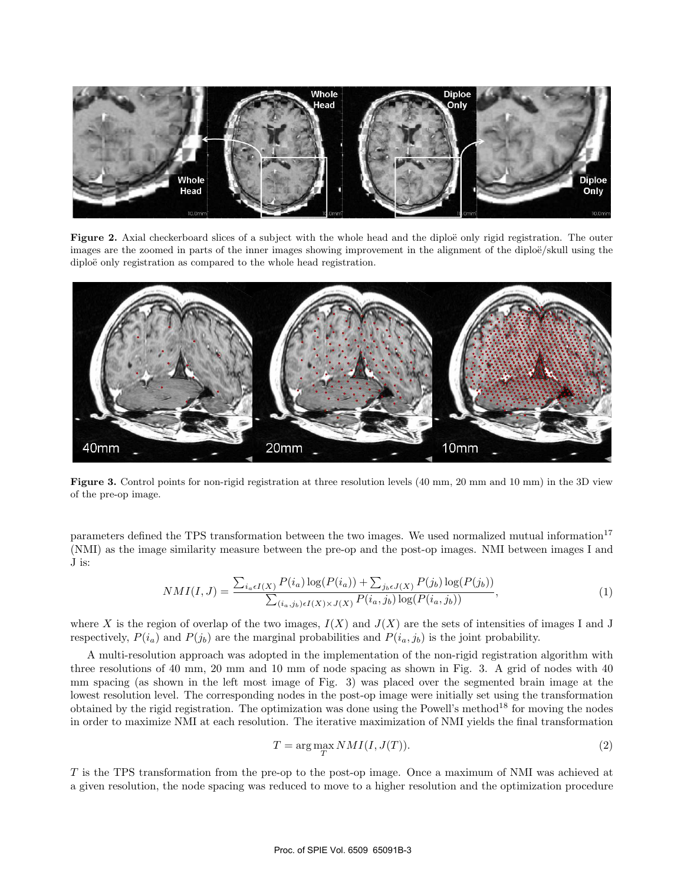**Figure 2.** Axial checkerboard slices of a subject with the whole head and the diploë only rigid registration. The outer images are the zoomed in parts of the inner images showing improvement in the alignment of the diploë/skull using the diploë only registration as compared to the whole head registration.

**Figure 3.** Control points for non-rigid registration at three resolution levels (40 mm, 20 mm and 10 mm) in the 3D view of the pre-op image.

parameters defined the TPS transformation between the two images. We used normalized mutual information[17] (NMI) as the image similarity measure between the pre-op and the post-op images. NMI between images I and J is:

$$NMI(I, J) = \frac{\sum_{i_a \epsilon I(X)} P(i_a) \log(P(i_a)) + \sum_{j_b \epsilon J(X)} P(j_b) \log(P(j_b))}{\sum_{(i_a, j_b) \epsilon I(X) \times J(X)} P(i_a, j_b) \log(P(i_a, j_b))}, \tag{1}$$

where $X$ is the region of overlap of the two images, $I(X)$ and $J(X)$ are the sets of intensities of images I and J respectively, $P(i_a)$ and $P(j_b)$ are the marginal probabilities and $P(i_a, j_b)$ is the joint probability.

A multi-resolution approach was adopted in the implementation of the non-rigid registration algorithm with three resolutions of 40 mm, 20 mm and 10 mm of node spacing as shown in Fig. 3. A grid of nodes with 40 mm spacing (as shown in the left most image of Fig. 3) was placed over the segmented brain image at the lowest resolution level. The corresponding nodes in the post-op image were initially set using the transformation obtained by the rigid registration. The optimization was done using the Powell's method[18] for moving the nodes in order to maximize NMI at each resolution. The iterative maximization of NMI yields the final transformation

$$T = \arg\max_{T} NMI(I, J(T)). \tag{2}$$

$T$ is the TPS transformation from the pre-op to the post-op image. Once a maximum of NMI was achieved at a given resolution, the node spacing was reduced to move to a higher resolution and the optimization procedure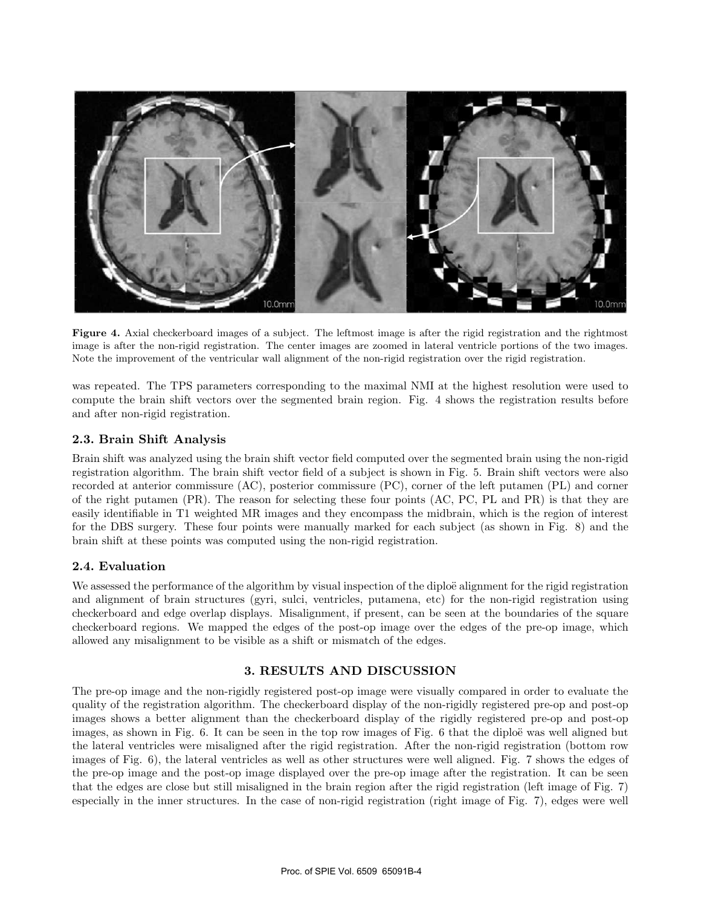**Figure 4.** Axial checkerboard images of a subject. The leftmost image is after the rigid registration and the rightmost image is after the non-rigid registration. The center images are zoomed in lateral ventricle portions of the two images. Note the improvement of the ventricular wall alignment of the non-rigid registration over the rigid registration.

was repeated. The TPS parameters corresponding to the maximal NMI at the highest resolution were used to compute the brain shift vectors over the segmented brain region. Fig. 4 shows the registration results before and after non-rigid registration.

### 2.3. Brain Shift Analysis

Brain shift was analyzed using the brain shift vector field computed over the segmented brain using the non-rigid registration algorithm. The brain shift vector field of a subject is shown in Fig. 5. Brain shift vectors were also recorded at anterior commissure (AC), posterior commissure (PC), corner of the left putamen (PL) and corner of the right putamen (PR). The reason for selecting these four points (AC, PC, PL and PR) is that they are easily identifiable in T1 weighted MR images and they encompass the midbrain, which is the region of interest for the DBS surgery. These four points were manually marked for each subject (as shown in Fig. 8) and the brain shift at these points was computed using the non-rigid registration.

### 2.4. Evaluation

We assessed the performance of the algorithm by visual inspection of the diploë alignment for the rigid registration and alignment of brain structures (gyri, sulci, ventricles, putamena, etc) for the non-rigid registration using checkerboard and edge overlap displays. Misalignment, if present, can be seen at the boundaries of the square checkerboard regions. We mapped the edges of the post-op image over the edges of the pre-op image, which allowed any misalignment to be visible as a shift or mismatch of the edges.

## 3. RESULTS AND DISCUSSION

The pre-op image and the non-rigidly registered post-op image were visually compared in order to evaluate the quality of the registration algorithm. The checkerboard display of the non-rigidly registered pre-op and post-op images shows a better alignment than the checkerboard display of the rigidly registered pre-op and post-op images, as shown in Fig. 6. It can be seen in the top row images of Fig. 6 that the diploë was well aligned but the lateral ventricles were misaligned after the rigid registration. After the non-rigid registration (bottom row images of Fig. 6), the lateral ventricles as well as other structures were well aligned. Fig. 7 shows the edges of the pre-op image and the post-op image displayed over the pre-op image after the registration. It can be seen that the edges are close but still misaligned in the brain region after the rigid registration (left image of Fig. 7) especially in the inner structures. In the case of non-rigid registration (right image of Fig. 7), edges were well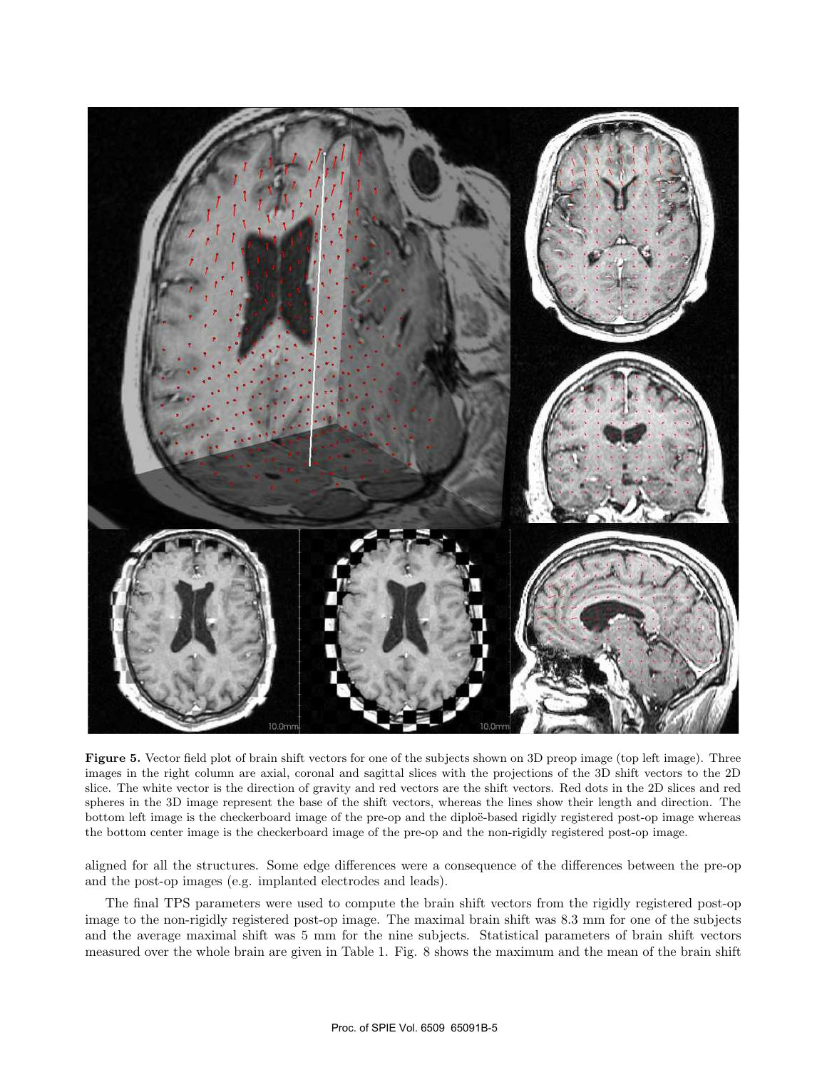**Figure 5.** Vector field plot of brain shift vectors for one of the subjects shown on 3D preop image (top left image). Three images in the right column are axial, coronal and sagittal slices with the projections of the 3D shift vectors to the 2D slice. The white vector is the direction of gravity and red vectors are the shift vectors. Red dots in the 2D slices and red spheres in the 3D image represent the base of the shift vectors, whereas the lines show their length and direction. The bottom left image is the checkerboard image of the pre-op and the diploë-based rigidly registered post-op image whereas the bottom center image is the checkerboard image of the pre-op and the non-rigidly registered post-op image.

aligned for all the structures. Some edge differences were a consequence of the differences between the pre-op and the post-op images (e.g. implanted electrodes and leads).

The final TPS parameters were used to compute the brain shift vectors from the rigidly registered post-op image to the non-rigidly registered post-op image. The maximal brain shift was 8.3 mm for one of the subjects and the average maximal shift was 5 mm for the nine subjects. Statistical parameters of brain shift vectors measured over the whole brain are given in Table 1. Fig. 8 shows the maximum and the mean of the brain shift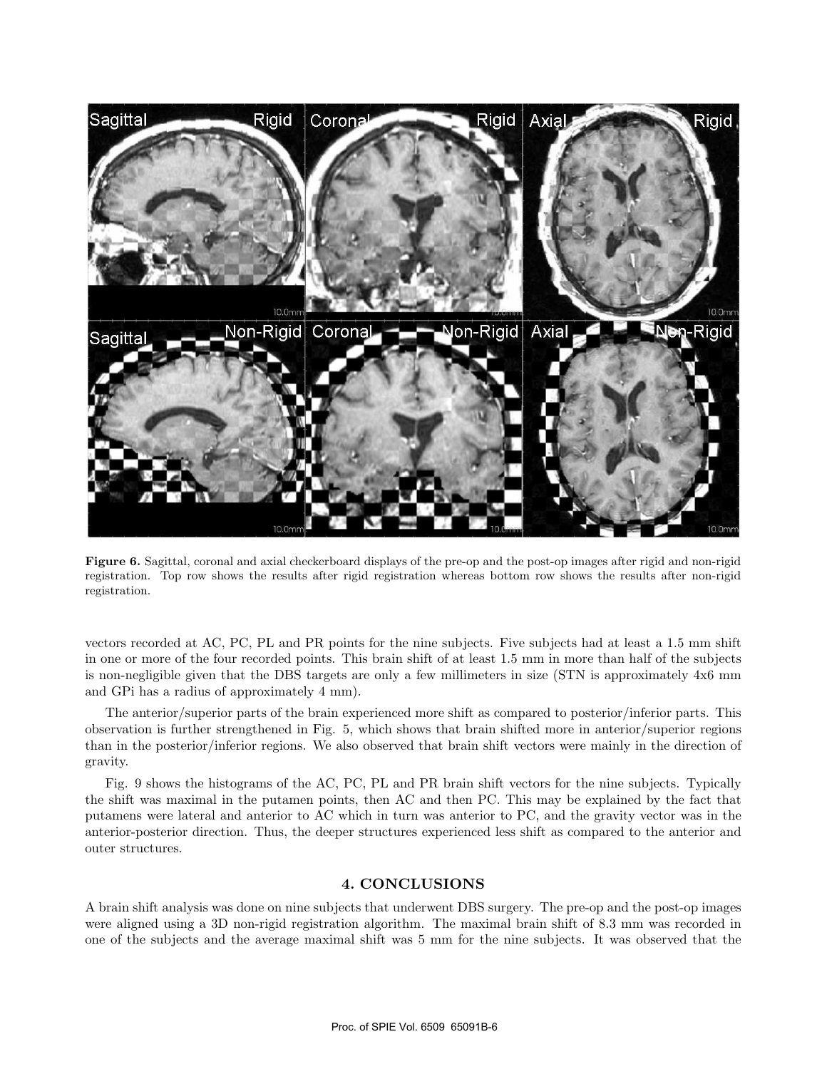**Figure 6.** Sagittal, coronal and axial checkerboard displays of the pre-op and the post-op images after rigid and non-rigid registration. Top row shows the results after rigid registration whereas bottom row shows the results after non-rigid registration.

vectors recorded at AC, PC, PL and PR points for the nine subjects. Five subjects had at least a 1.5 mm shift in one or more of the four recorded points. This brain shift of at least 1.5 mm in more than half of the subjects is non-negligible given that the DBS targets are only a few millimeters in size (STN is approximately 4x6 mm and GPi has a radius of approximately 4 mm).

The anterior/superior parts of the brain experienced more shift as compared to posterior/inferior parts. This observation is further strengthened in Fig. 5, which shows that brain shifted more in anterior/superior regions than in the posterior/inferior regions. We also observed that brain shift vectors were mainly in the direction of gravity.

Fig. 9 shows the histograms of the AC, PC, PL and PR brain shift vectors for the nine subjects. Typically the shift was maximal in the putamen points, then AC and then PC. This may be explained by the fact that putamens were lateral and anterior to AC which in turn was anterior to PC, and the gravity vector was in the anterior-posterior direction. Thus, the deeper structures experienced less shift as compared to the anterior and outer structures.

## 4. CONCLUSIONS

A brain shift analysis was done on nine subjects that underwent DBS surgery. The pre-op and the post-op images were aligned using a 3D non-rigid registration algorithm. The maximal brain shift of 8.3 mm was recorded in one of the subjects and the average maximal shift was 5 mm for the nine subjects. It was observed that the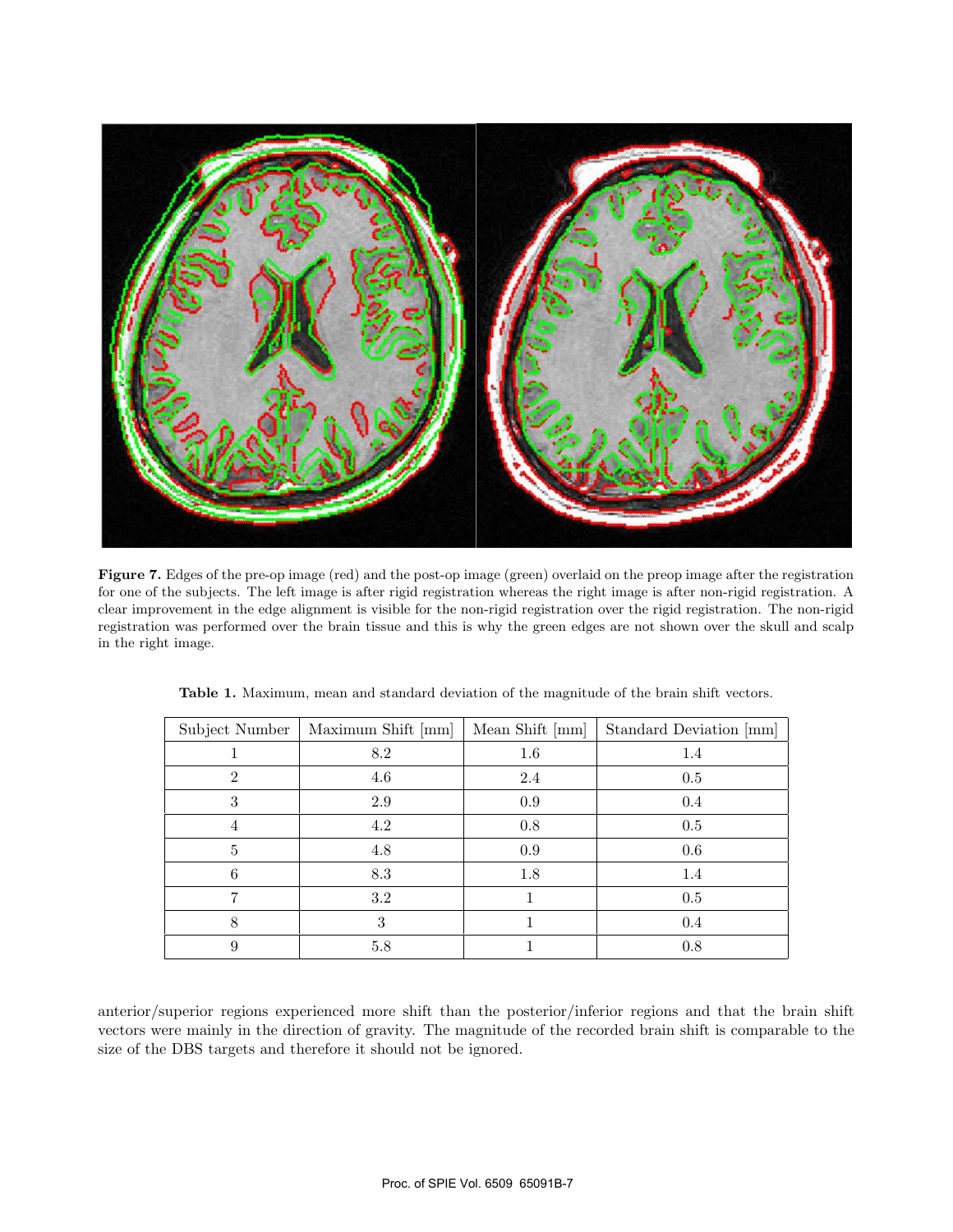**Figure 7.** Edges of the pre-op image (red) and the post-op image (green) overlaid on the preop image after the registration for one of the subjects. The left image is after rigid registration whereas the right image is after non-rigid registration. A clear improvement in the edge alignment is visible for the non-rigid registration over the rigid registration. The non-rigid registration was performed over the brain tissue and this is why the green edges are not shown over the skull and scalp in the right image.

**Table 1.** Maximum, mean and standard deviation of the magnitude of the brain shift vectors.

| Subject Number | Maximum Shift [mm] | Mean Shift [mm] | Standard Deviation [mm] |
|---|---|---|---|
| 1 | 8.2 | 1.6 | 1.4 |
| 2 | 4.6 | 2.4 | 0.5 |
| 3 | 2.9 | 0.9 | 0.4 |
| 4 | 4.2 | 0.8 | 0.5 |
| 5 | 4.8 | 0.9 | 0.6 |
| 6 | 8.3 | 1.8 | 1.4 |
| 7 | 3.2 | 1 | 0.5 |
| 8 | 3 | 1 | 0.4 |
| 9 | 5.8 | 1 | 0.8 |

anterior/superior regions experienced more shift than the posterior/inferior regions and that the brain shift vectors were mainly in the direction of gravity. The magnitude of the recorded brain shift is comparable to the size of the DBS targets and therefore it should not be ignored.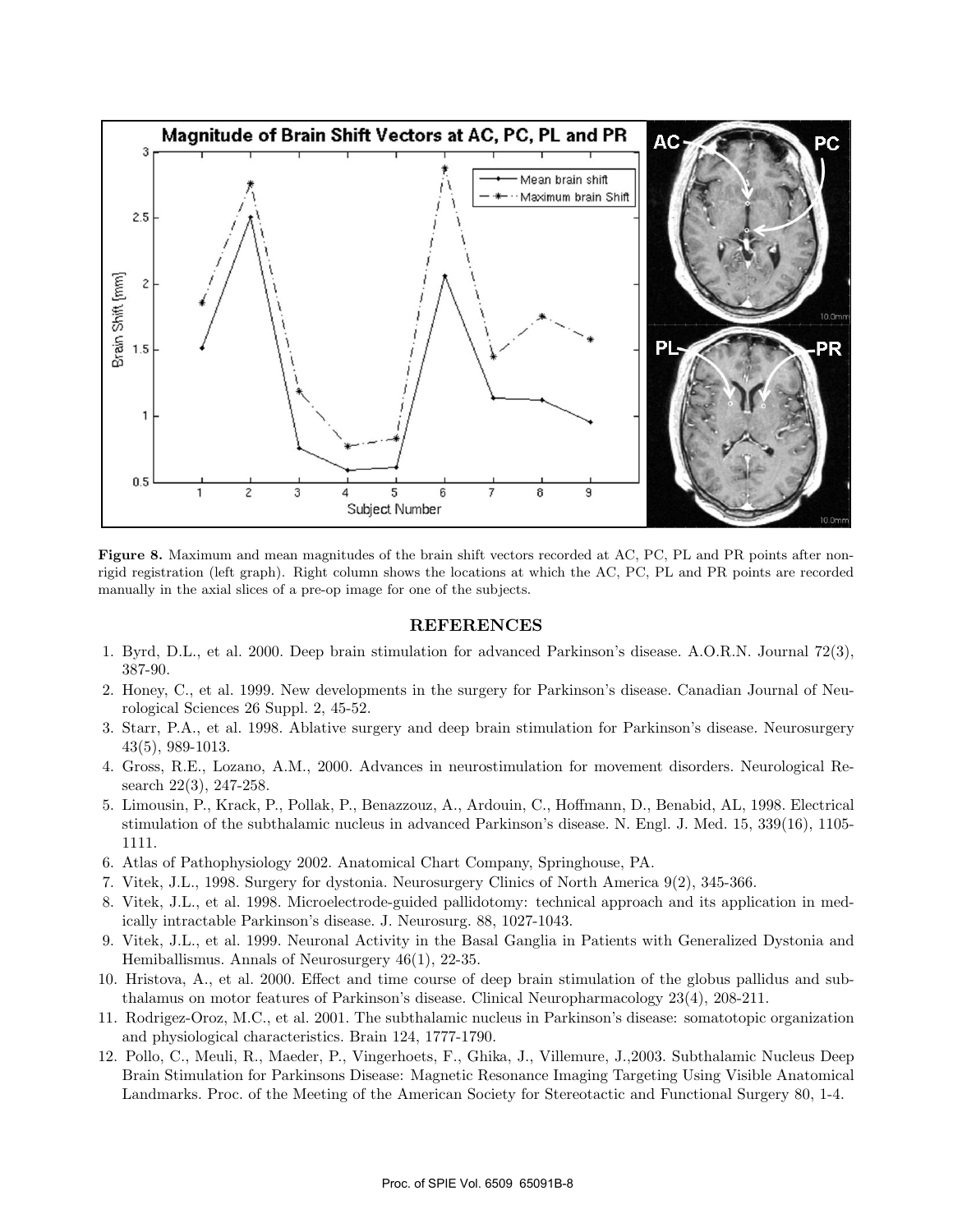**Figure 8.** Maximum and mean magnitudes of the brain shift vectors recorded at AC, PC, PL and PR points after non-rigid registration (left graph). Right column shows the locations at which the AC, PC, PL and PR points are recorded manually in the axial slices of a pre-op image for one of the subjects.

## REFERENCES

1. Byrd, D.L., et al. 2000. Deep brain stimulation for advanced Parkinson's disease. A.O.R.N. Journal 72(3), 387-90.
2. Honey, C., et al. 1999. New developments in the surgery for Parkinson's disease. Canadian Journal of Neurological Sciences 26 Suppl. 2, 45-52.
3. Starr, P.A., et al. 1998. Ablative surgery and deep brain stimulation for Parkinson's disease. Neurosurgery 43(5), 989-1013.
4. Gross, R.E., Lozano, A.M., 2000. Advances in neurostimulation for movement disorders. Neurological Research 22(3), 247-258.
5. Limousin, P., Krack, P., Pollak, P., Benazzouz, A., Ardouin, C., Hoffmann, D., Benabid, AL, 1998. Electrical stimulation of the subthalamic nucleus in advanced Parkinson's disease. N. Engl. J. Med. 15, 339(16), 1105-1111.
6. Atlas of Pathophysiology 2002. Anatomical Chart Company, Springhouse, PA.
7. Vitek, J.L., 1998. Surgery for dystonia. Neurosurgery Clinics of North America 9(2), 345-366.
8. Vitek, J.L., et al. 1998. Microelectrode-guided pallidotomy: technical approach and its application in medically intractable Parkinson's disease. J. Neurosurg. 88, 1027-1043.
9. Vitek, J.L., et al. 1999. Neuronal Activity in the Basal Ganglia in Patients with Generalized Dystonia and Hemiballismus. Annals of Neurosurgery 46(1), 22-35.
10. Hristova, A., et al. 2000. Effect and time course of deep brain stimulation of the globus pallidus and subthalamus on motor features of Parkinson's disease. Clinical Neuropharmacology 23(4), 208-211.
11. Rodrigez-Oroz, M.C., et al. 2001. The subthalamic nucleus in Parkinson's disease: somatotopic organization and physiological characteristics. Brain 124, 1777-1790.
12. Pollo, C., Meuli, R., Maeder, P., Vingerhoets, F., Ghika, J., Villemure, J.,2003. Subthalamic Nucleus Deep Brain Stimulation for Parkinsons Disease: Magnetic Resonance Imaging Targeting Using Visible Anatomical Landmarks. Proc. of the Meeting of the American Society for Stereotactic and Functional Surgery 80, 1-4.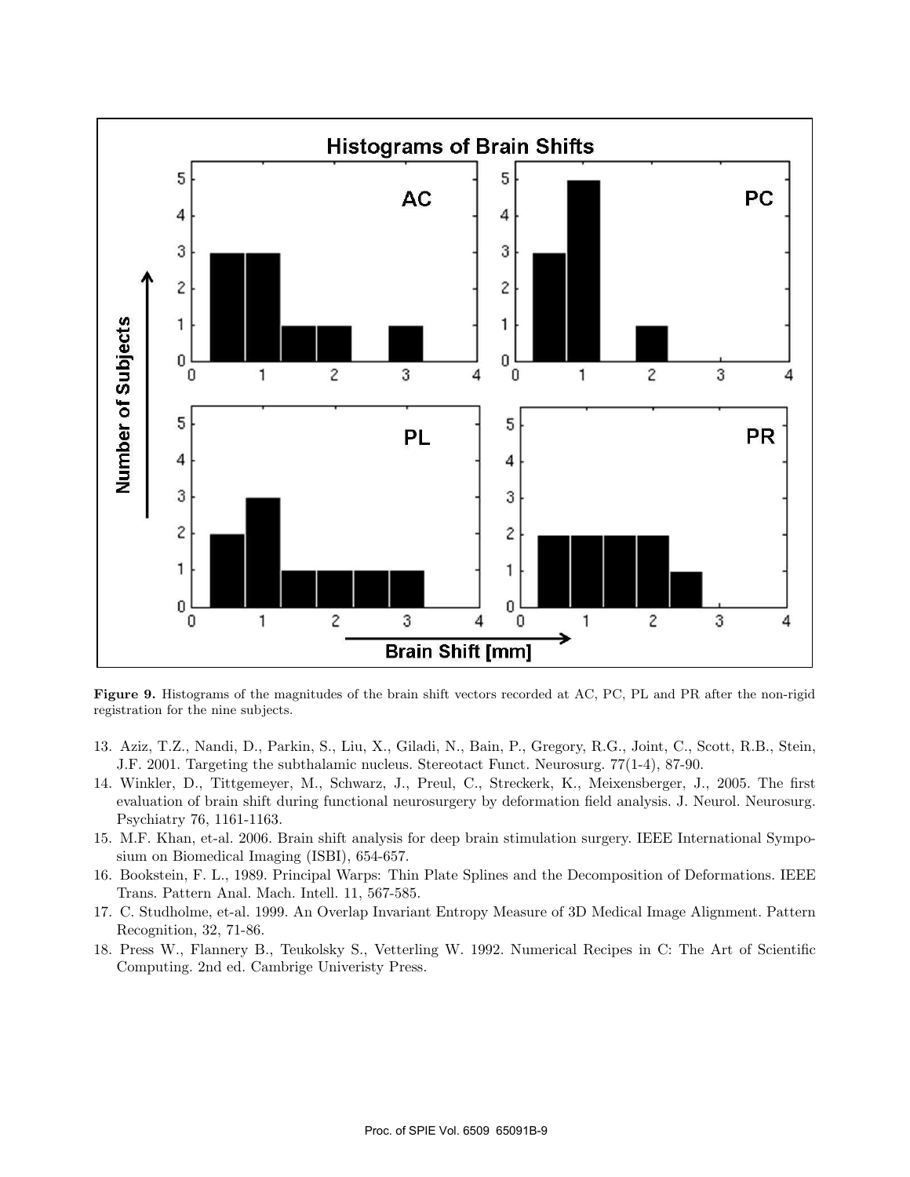Histograms of Brain Shifts

AC

PC

PL

PR

Number of Subjects

Brain Shift [mm]

5
4
3
2
1
0

0 1 2 3 4

**Figure 9.** Histograms of the magnitudes of the brain shift vectors recorded at AC, PC, PL and PR after the non-rigid registration for the nine subjects.

13. Aziz, T.Z., Nandi, D., Parkin, S., Liu, X., Giladi, N., Bain, P., Gregory, R.G., Joint, C., Scott, R.B., Stein, J.F. 2001. Targeting the subthalamic nucleus. Stereotact Funct. Neurosurg. 77(1-4), 87-90.
14. Winkler, D., Tittgemeyer, M., Schwarz, J., Preul, C., Streckerk, K., Meixensberger, J., 2005. The first evaluation of brain shift during functional neurosurgery by deformation field analysis. J. Neurol. Neurosurg. Psychiatry 76, 1161-1163.
15. M.F. Khan, et-al. 2006. Brain shift analysis for deep brain stimulation surgery. IEEE International Symposium on Biomedical Imaging (ISBI), 654-657.
16. Bookstein, F. L., 1989. Principal Warps: Thin Plate Splines and the Decomposition of Deformations. IEEE Trans. Pattern Anal. Mach. Intell. 11, 567-585.
17. C. Studholme, et-al. 1999. An Overlap Invariant Entropy Measure of 3D Medical Image Alignment. Pattern Recognition, 32, 71-86.
18. Press W., Flannery B., Teukolsky S., Vetterling W. 1992. Numerical Recipes in C: The Art of Scientific Computing. 2nd ed. Cambrige Univeristy Press.